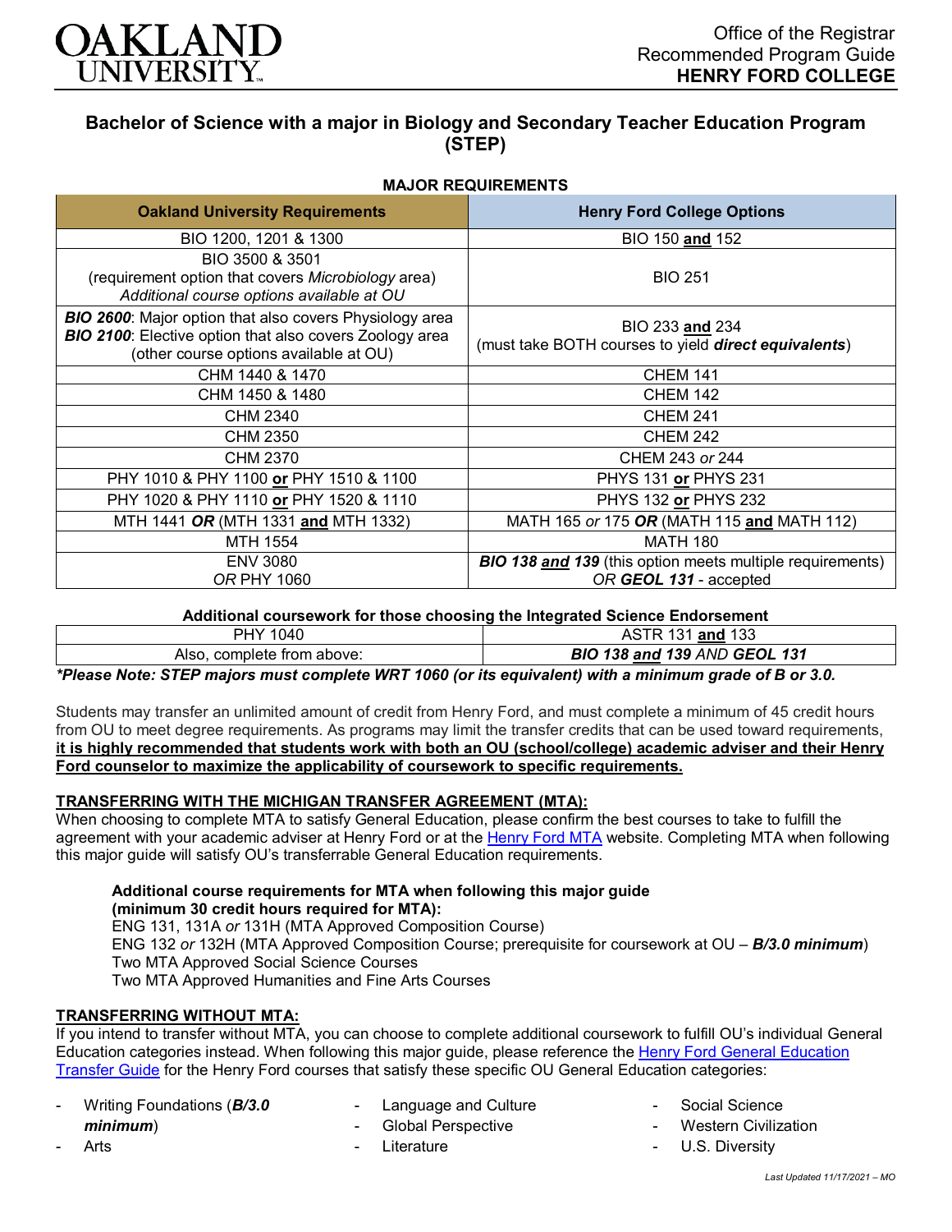Office of the Registrar
Recommended Program Guide
**HENRY FORD COLLEGE**

# Bachelor of Science with a major in Biology and Secondary Teacher Education Program (STEP)

## MAJOR REQUIREMENTS

| Oakland University Requirements | Henry Ford College Options |
|---|---|
| BIO 1200, 1201 & 1300 | BIO 150 **and** 152 |
| BIO 3500 & 3501<br>(requirement option that covers *Microbiology* area)<br>*Additional course options available at OU* | BIO 251 |
| ***BIO 2600***: Major option that also covers Physiology area<br>***BIO 2100***: Elective option that also covers Zoology area<br>(other course options available at OU) | BIO 233 **and** 234<br>(must take BOTH courses to yield ***direct equivalents***) |
| CHM 1440 & 1470 | CHEM 141 |
| CHM 1450 & 1480 | CHEM 142 |
| CHM 2340 | CHEM 241 |
| CHM 2350 | CHEM 242 |
| CHM 2370 | CHEM 243 *or* 244 |
| PHY 1010 & PHY 1100 **or** PHY 1510 & 1100 | PHYS 131 **or** PHYS 231 |
| PHY 1020 & PHY 1110 **or** PHY 1520 & 1110 | PHYS 132 **or** PHYS 232 |
| MTH 1441 ***OR*** (MTH 1331 **and** MTH 1332) | MATH 165 *or* 175 ***OR*** (MATH 115 **and** MATH 112) |
| MTH 1554 | MATH 180 |
| ENV 3080<br>*OR* PHY 1060 | ***BIO 138 and 139*** (this option meets multiple requirements)<br>*OR* ***GEOL 131*** - accepted |

**Additional coursework for those choosing the Integrated Science Endorsement**

| | |
|---|---|
| PHY 1040 | ASTR 131 **and** 133 |
| Also, complete from above: | ***BIO 138 and 139*** *AND* ***GEOL 131*** |

***Please Note: STEP majors must complete WRT 1060 (or its equivalent) with a minimum grade of B or 3.0.***

Students may transfer an unlimited amount of credit from Henry Ford, and must complete a minimum of 45 credit hours from OU to meet degree requirements. As programs may limit the transfer credits that can be used toward requirements, **it is highly recommended that students work with both an OU (school/college) academic adviser and their Henry Ford counselor to maximize the applicability of coursework to specific requirements.**

## TRANSFERRING WITH THE MICHIGAN TRANSFER AGREEMENT (MTA):

When choosing to complete MTA to satisfy General Education, please confirm the best courses to take to fulfill the agreement with your academic adviser at Henry Ford or at the Henry Ford MTA website. Completing MTA when following this major guide will satisfy OU's transferrable General Education requirements.

**Additional course requirements for MTA when following this major guide (minimum 30 credit hours required for MTA):**
ENG 131, 131A *or* 131H (MTA Approved Composition Course)
ENG 132 *or* 132H (MTA Approved Composition Course; prerequisite for coursework at OU – ***B/3.0 minimum***)
Two MTA Approved Social Science Courses
Two MTA Approved Humanities and Fine Arts Courses

## TRANSFERRING WITHOUT MTA:

If you intend to transfer without MTA, you can choose to complete additional coursework to fulfill OU's individual General Education categories instead. When following this major guide, please reference the Henry Ford General Education Transfer Guide for the Henry Ford courses that satisfy these specific OU General Education categories:

- Writing Foundations (***B/3.0 minimum***)
- Arts
- Language and Culture
- Global Perspective
- Literature
- Social Science
- Western Civilization
- U.S. Diversity

*Last Updated 11/17/2021 – MO*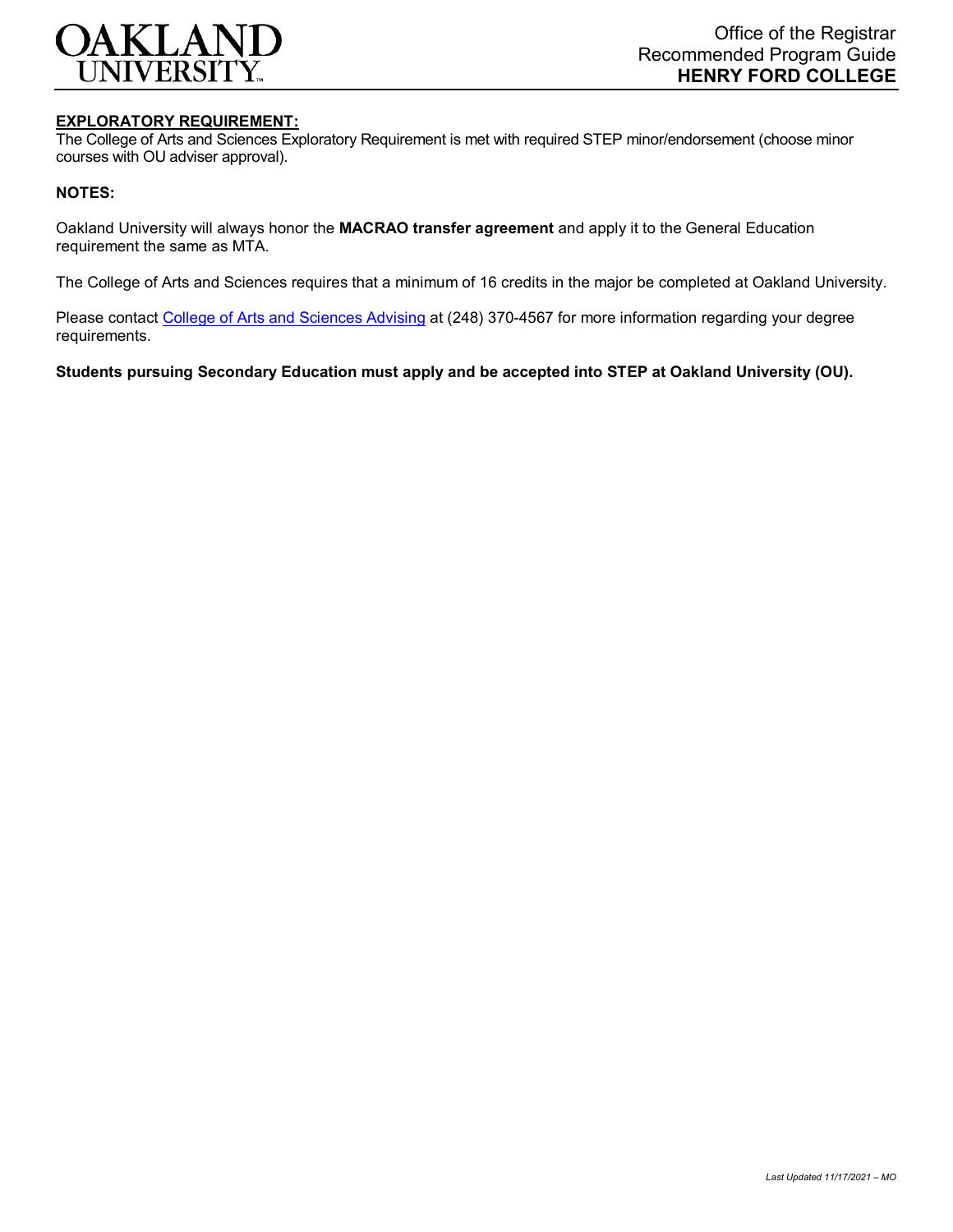**EXPLORATORY REQUIREMENT:**

The College of Arts and Sciences Exploratory Requirement is met with required STEP minor/endorsement (choose minor courses with OU adviser approval).

**NOTES:**

Oakland University will always honor the **MACRAO transfer agreement** and apply it to the General Education requirement the same as MTA.

The College of Arts and Sciences requires that a minimum of 16 credits in the major be completed at Oakland University.

Please contact College of Arts and Sciences Advising at (248) 370-4567 for more information regarding your degree requirements.

**Students pursuing Secondary Education must apply and be accepted into STEP at Oakland University (OU).**

*Last Updated 11/17/2021 – MO*